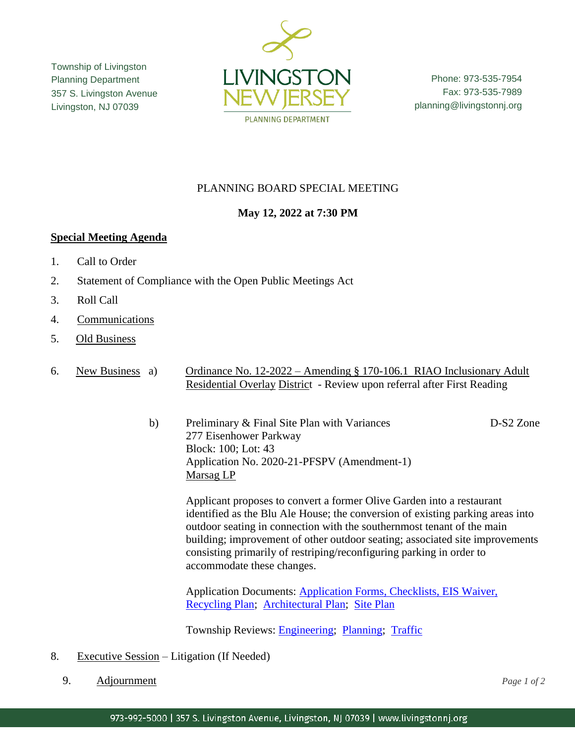Township of Livingston
Planning Department
357 S. Livingston Avenue
Livingston, NJ 07039

LIVINGSTON NEW JERSEY
PLANNING DEPARTMENT

Phone: 973-535-7954
Fax: 973-535-7989
planning@livingstonnj.org

PLANNING BOARD SPECIAL MEETING

**May 12, 2022 at 7:30 PM**

**Special Meeting Agenda**

1. Call to Order
2. Statement of Compliance with the Open Public Meetings Act
3. Roll Call
4. Communications
5. Old Business
6. New Business

   a) Ordinance No. 12-2022 – Amending § 170-106.1 RIAO Inclusionary Adult Residential Overlay District - Review upon referral after First Reading

   b) Preliminary & Final Site Plan with Variances — D-S2 Zone
   277 Eisenhower Parkway
   Block: 100; Lot: 43
   Application No. 2020-21-PFSPV (Amendment-1)
   Marsag LP

   Applicant proposes to convert a former Olive Garden into a restaurant identified as the Blu Ale House; the conversion of existing parking areas into outdoor seating in connection with the southernmost tenant of the main building; improvement of other outdoor seating; associated site improvements consisting primarily of restriping/reconfiguring parking in order to accommodate these changes.

   Application Documents: Application Forms, Checklists, EIS Waiver, Recycling Plan; Architectural Plan; Site Plan

   Township Reviews: Engineering; Planning; Traffic

8. Executive Session – Litigation (If Needed)
9. Adjournment

973-992-5000 | 357 S. Livingston Avenue, Livingston, NJ 07039 | www.livingstonnj.org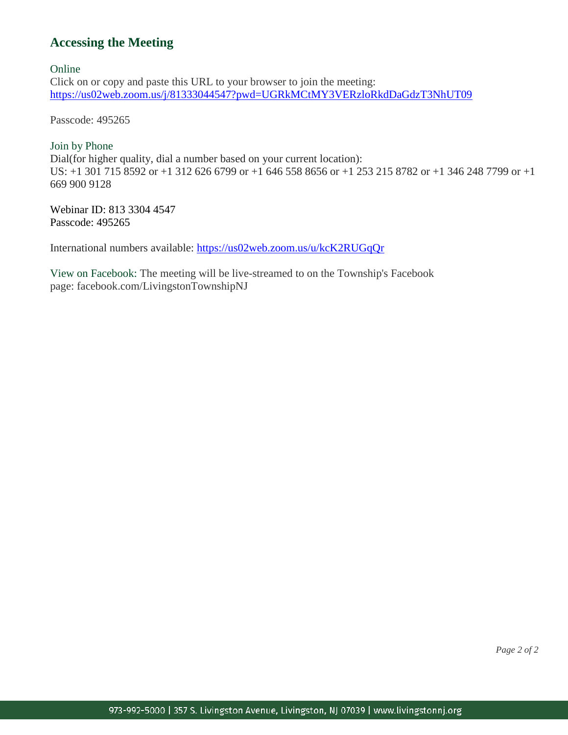## Accessing the Meeting

Online
Click on or copy and paste this URL to your browser to join the meeting:
https://us02web.zoom.us/j/81333044547?pwd=UGRkMCtMY3VERzloRkdDaGdzT3NhUT09

Passcode: 495265

Join by Phone
Dial(for higher quality, dial a number based on your current location):
US: +1 301 715 8592 or +1 312 626 6799 or +1 646 558 8656 or +1 253 215 8782 or +1 346 248 7799 or +1 669 900 9128

Webinar ID: 813 3304 4547
Passcode: 495265

International numbers available: https://us02web.zoom.us/u/kcK2RUGqQr

View on Facebook: The meeting will be live-streamed to on the Township's Facebook page: facebook.com/LivingstonTownshipNJ